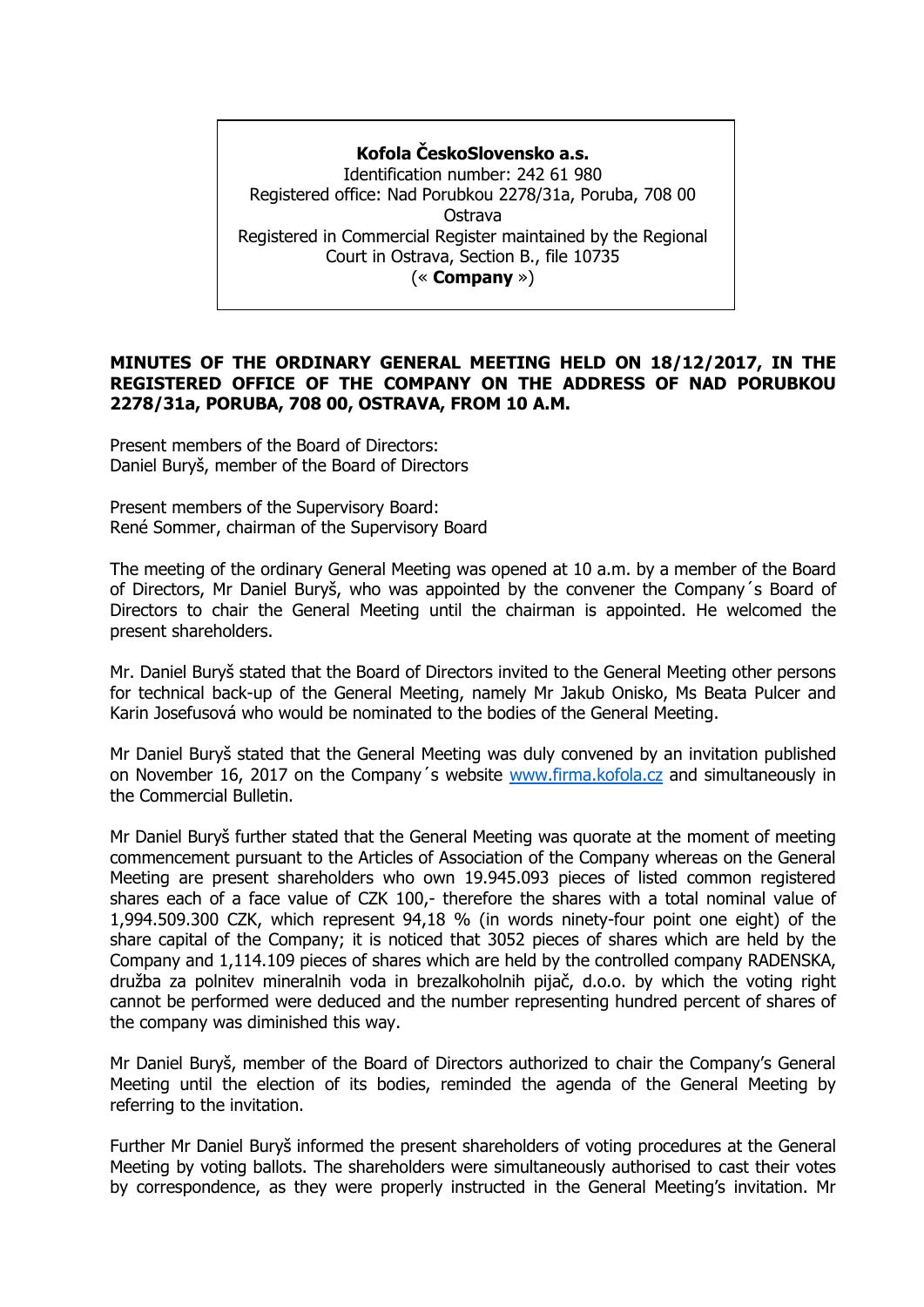**Kofola ČeskoSlovensko a.s.**
Identification number: 242 61 980
Registered office: Nad Porubkou 2278/31a, Poruba, 708 00 Ostrava
Registered in Commercial Register maintained by the Regional Court in Ostrava, Section B., file 10735
(« **Company** »)

**MINUTES OF THE ORDINARY GENERAL MEETING HELD ON 18/12/2017, IN THE REGISTERED OFFICE OF THE COMPANY ON THE ADDRESS OF NAD PORUBKOU 2278/31a, PORUBA, 708 00, OSTRAVA, FROM 10 A.M.**

Present members of the Board of Directors:
Daniel Buryš, member of the Board of Directors

Present members of the Supervisory Board:
René Sommer, chairman of the Supervisory Board

The meeting of the ordinary General Meeting was opened at 10 a.m. by a member of the Board of Directors, Mr Daniel Buryš, who was appointed by the convener the Company´s Board of Directors to chair the General Meeting until the chairman is appointed. He welcomed the present shareholders.

Mr. Daniel Buryš stated that the Board of Directors invited to the General Meeting other persons for technical back-up of the General Meeting, namely Mr Jakub Onisko, Ms Beata Pulcer and Karin Josefusová who would be nominated to the bodies of the General Meeting.

Mr Daniel Buryš stated that the General Meeting was duly convened by an invitation published on November 16, 2017 on the Company´s website www.firma.kofola.cz and simultaneously in the Commercial Bulletin.

Mr Daniel Buryš further stated that the General Meeting was quorate at the moment of meeting commencement pursuant to the Articles of Association of the Company whereas on the General Meeting are present shareholders who own 19.945.093 pieces of listed common registered shares each of a face value of CZK 100,- therefore the shares with a total nominal value of 1,994.509.300 CZK, which represent 94,18 % (in words ninety-four point one eight) of the share capital of the Company; it is noticed that 3052 pieces of shares which are held by the Company and 1,114.109 pieces of shares which are held by the controlled company RADENSKA, družba za polnitev mineralnih voda in brezalkoholnih pijač, d.o.o. by which the voting right cannot be performed were deduced and the number representing hundred percent of shares of the company was diminished this way.

Mr Daniel Buryš, member of the Board of Directors authorized to chair the Company's General Meeting until the election of its bodies, reminded the agenda of the General Meeting by referring to the invitation.

Further Mr Daniel Buryš informed the present shareholders of voting procedures at the General Meeting by voting ballots. The shareholders were simultaneously authorised to cast their votes by correspondence, as they were properly instructed in the General Meeting's invitation. Mr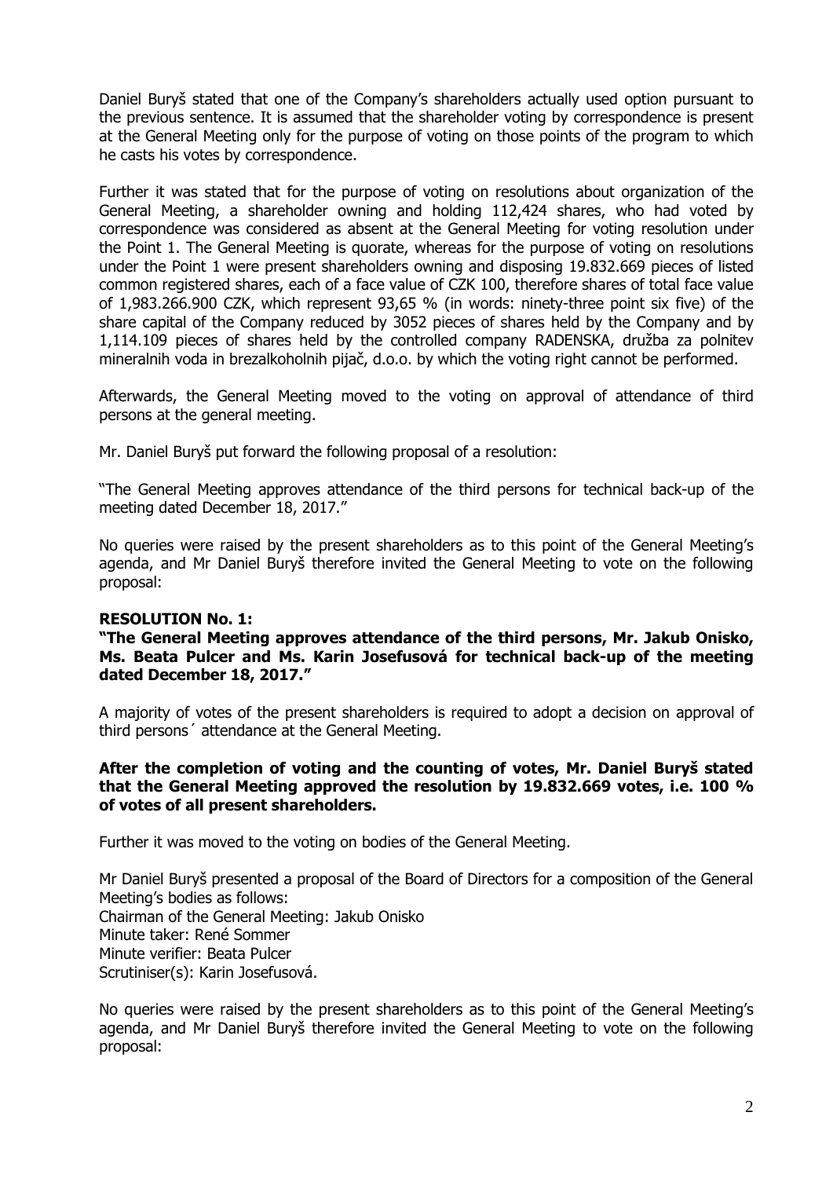Daniel Buryš stated that one of the Company's shareholders actually used option pursuant to the previous sentence. It is assumed that the shareholder voting by correspondence is present at the General Meeting only for the purpose of voting on those points of the program to which he casts his votes by correspondence.

Further it was stated that for the purpose of voting on resolutions about organization of the General Meeting, a shareholder owning and holding 112,424 shares, who had voted by correspondence was considered as absent at the General Meeting for voting resolution under the Point 1. The General Meeting is quorate, whereas for the purpose of voting on resolutions under the Point 1 were present shareholders owning and disposing 19.832.669 pieces of listed common registered shares, each of a face value of CZK 100, therefore shares of total face value of 1,983.266.900 CZK, which represent 93,65 % (in words: ninety-three point six five) of the share capital of the Company reduced by 3052 pieces of shares held by the Company and by 1,114.109 pieces of shares held by the controlled company RADENSKA, družba za polnitev mineralnih voda in brezalkoholnih pijač, d.o.o. by which the voting right cannot be performed.

Afterwards, the General Meeting moved to the voting on approval of attendance of third persons at the general meeting.

Mr. Daniel Buryš put forward the following proposal of a resolution:

"The General Meeting approves attendance of the third persons for technical back-up of the meeting dated December 18, 2017."

No queries were raised by the present shareholders as to this point of the General Meeting's agenda, and Mr Daniel Buryš therefore invited the General Meeting to vote on the following proposal:

**RESOLUTION No. 1:**
**"The General Meeting approves attendance of the third persons, Mr. Jakub Onisko, Ms. Beata Pulcer and Ms. Karin Josefusová for technical back-up of the meeting dated December 18, 2017."**

A majority of votes of the present shareholders is required to adopt a decision on approval of third persons´ attendance at the General Meeting.

**After the completion of voting and the counting of votes, Mr. Daniel Buryš stated that the General Meeting approved the resolution by 19.832.669 votes, i.e. 100 % of votes of all present shareholders.**

Further it was moved to the voting on bodies of the General Meeting.

Mr Daniel Buryš presented a proposal of the Board of Directors for a composition of the General Meeting's bodies as follows:
Chairman of the General Meeting: Jakub Onisko
Minute taker: René Sommer
Minute verifier: Beata Pulcer
Scrutiniser(s): Karin Josefusová.

No queries were raised by the present shareholders as to this point of the General Meeting's agenda, and Mr Daniel Buryš therefore invited the General Meeting to vote on the following proposal: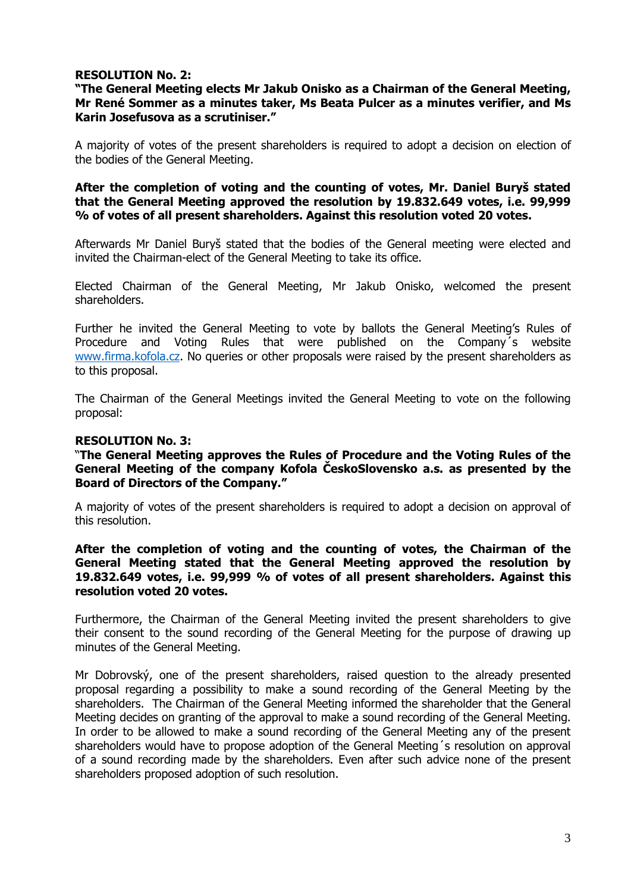**RESOLUTION No. 2:**
**"The General Meeting elects Mr Jakub Onisko as a Chairman of the General Meeting, Mr René Sommer as a minutes taker, Ms Beata Pulcer as a minutes verifier, and Ms Karin Josefusova as a scrutiniser."**

A majority of votes of the present shareholders is required to adopt a decision on election of the bodies of the General Meeting.

**After the completion of voting and the counting of votes, Mr. Daniel Buryš stated that the General Meeting approved the resolution by 19.832.649 votes, i.e. 99,999 % of votes of all present shareholders. Against this resolution voted 20 votes.**

Afterwards Mr Daniel Buryš stated that the bodies of the General meeting were elected and invited the Chairman-elect of the General Meeting to take its office.

Elected Chairman of the General Meeting, Mr Jakub Onisko, welcomed the present shareholders.

Further he invited the General Meeting to vote by ballots the General Meeting's Rules of Procedure and Voting Rules that were published on the Company´s website www.firma.kofola.cz. No queries or other proposals were raised by the present shareholders as to this proposal.

The Chairman of the General Meetings invited the General Meeting to vote on the following proposal:

**RESOLUTION No. 3:**
**"The General Meeting approves the Rules of Procedure and the Voting Rules of the General Meeting of the company Kofola ČeskoSlovensko a.s. as presented by the Board of Directors of the Company."**

A majority of votes of the present shareholders is required to adopt a decision on approval of this resolution.

**After the completion of voting and the counting of votes, the Chairman of the General Meeting stated that the General Meeting approved the resolution by 19.832.649 votes, i.e. 99,999 % of votes of all present shareholders. Against this resolution voted 20 votes.**

Furthermore, the Chairman of the General Meeting invited the present shareholders to give their consent to the sound recording of the General Meeting for the purpose of drawing up minutes of the General Meeting.

Mr Dobrovský, one of the present shareholders, raised question to the already presented proposal regarding a possibility to make a sound recording of the General Meeting by the shareholders. The Chairman of the General Meeting informed the shareholder that the General Meeting decides on granting of the approval to make a sound recording of the General Meeting. In order to be allowed to make a sound recording of the General Meeting any of the present shareholders would have to propose adoption of the General Meeting´s resolution on approval of a sound recording made by the shareholders. Even after such advice none of the present shareholders proposed adoption of such resolution.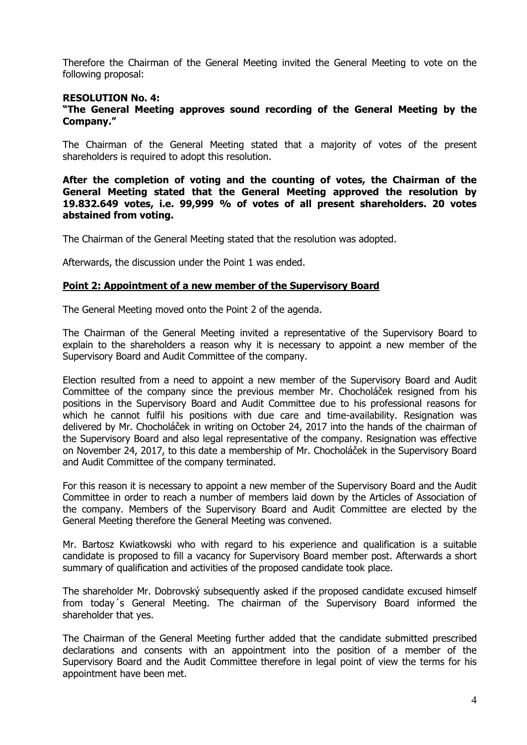Therefore the Chairman of the General Meeting invited the General Meeting to vote on the following proposal:

**RESOLUTION No. 4:**
**"The General Meeting approves sound recording of the General Meeting by the Company."**

The Chairman of the General Meeting stated that a majority of votes of the present shareholders is required to adopt this resolution.

**After the completion of voting and the counting of votes, the Chairman of the General Meeting stated that the General Meeting approved the resolution by 19.832.649 votes, i.e. 99,999 % of votes of all present shareholders. 20 votes abstained from voting.**

The Chairman of the General Meeting stated that the resolution was adopted.

Afterwards, the discussion under the Point 1 was ended.

**Point 2: Appointment of a new member of the Supervisory Board**

The General Meeting moved onto the Point 2 of the agenda.

The Chairman of the General Meeting invited a representative of the Supervisory Board to explain to the shareholders a reason why it is necessary to appoint a new member of the Supervisory Board and Audit Committee of the company.

Election resulted from a need to appoint a new member of the Supervisory Board and Audit Committee of the company since the previous member Mr. Chocholáček resigned from his positions in the Supervisory Board and Audit Committee due to his professional reasons for which he cannot fulfil his positions with due care and time-availability. Resignation was delivered by Mr. Chocholáček in writing on October 24, 2017 into the hands of the chairman of the Supervisory Board and also legal representative of the company. Resignation was effective on November 24, 2017, to this date a membership of Mr. Chocholáček in the Supervisory Board and Audit Committee of the company terminated.

For this reason it is necessary to appoint a new member of the Supervisory Board and the Audit Committee in order to reach a number of members laid down by the Articles of Association of the company. Members of the Supervisory Board and Audit Committee are elected by the General Meeting therefore the General Meeting was convened.

Mr. Bartosz Kwiatkowski who with regard to his experience and qualification is a suitable candidate is proposed to fill a vacancy for Supervisory Board member post. Afterwards a short summary of qualification and activities of the proposed candidate took place.

The shareholder Mr. Dobrovský subsequently asked if the proposed candidate excused himself from today´s General Meeting. The chairman of the Supervisory Board informed the shareholder that yes.

The Chairman of the General Meeting further added that the candidate submitted prescribed declarations and consents with an appointment into the position of a member of the Supervisory Board and the Audit Committee therefore in legal point of view the terms for his appointment have been met.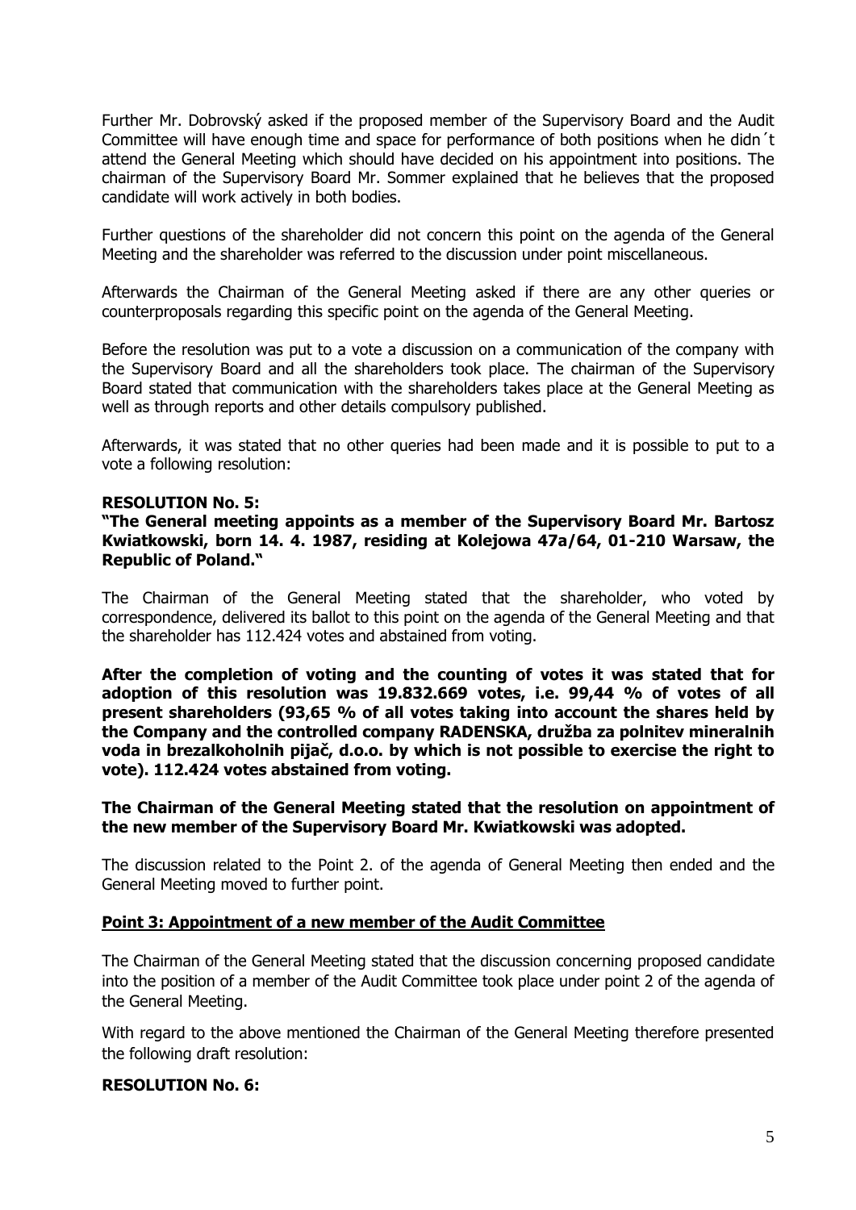Further Mr. Dobrovský asked if the proposed member of the Supervisory Board and the Audit Committee will have enough time and space for performance of both positions when he didn´t attend the General Meeting which should have decided on his appointment into positions. The chairman of the Supervisory Board Mr. Sommer explained that he believes that the proposed candidate will work actively in both bodies.

Further questions of the shareholder did not concern this point on the agenda of the General Meeting and the shareholder was referred to the discussion under point miscellaneous.

Afterwards the Chairman of the General Meeting asked if there are any other queries or counterproposals regarding this specific point on the agenda of the General Meeting.

Before the resolution was put to a vote a discussion on a communication of the company with the Supervisory Board and all the shareholders took place. The chairman of the Supervisory Board stated that communication with the shareholders takes place at the General Meeting as well as through reports and other details compulsory published.

Afterwards, it was stated that no other queries had been made and it is possible to put to a vote a following resolution:

**RESOLUTION No. 5:**

**"The General meeting appoints as a member of the Supervisory Board Mr. Bartosz Kwiatkowski, born 14. 4. 1987, residing at Kolejowa 47a/64, 01-210 Warsaw, the Republic of Poland."**

The Chairman of the General Meeting stated that the shareholder, who voted by correspondence, delivered its ballot to this point on the agenda of the General Meeting and that the shareholder has 112.424 votes and abstained from voting.

**After the completion of voting and the counting of votes it was stated that for adoption of this resolution was 19.832.669 votes, i.e. 99,44 % of votes of all present shareholders (93,65 % of all votes taking into account the shares held by the Company and the controlled company RADENSKA, družba za polnitev mineralnih voda in brezalkoholnih pijač, d.o.o. by which is not possible to exercise the right to vote). 112.424 votes abstained from voting.**

**The Chairman of the General Meeting stated that the resolution on appointment of the new member of the Supervisory Board Mr. Kwiatkowski was adopted.**

The discussion related to the Point 2. of the agenda of General Meeting then ended and the General Meeting moved to further point.

**Point 3: Appointment of a new member of the Audit Committee**

The Chairman of the General Meeting stated that the discussion concerning proposed candidate into the position of a member of the Audit Committee took place under point 2 of the agenda of the General Meeting.

With regard to the above mentioned the Chairman of the General Meeting therefore presented the following draft resolution:

**RESOLUTION No. 6:**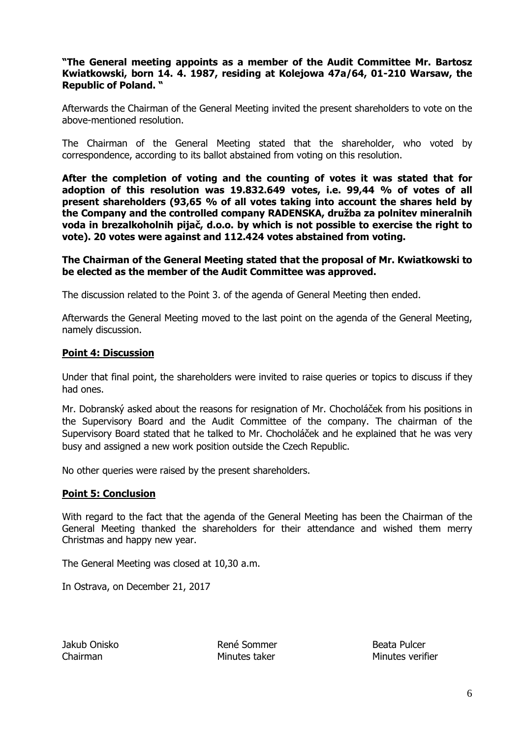**"The General meeting appoints as a member of the Audit Committee Mr. Bartosz Kwiatkowski, born 14. 4. 1987, residing at Kolejowa 47a/64, 01-210 Warsaw, the Republic of Poland. "**

Afterwards the Chairman of the General Meeting invited the present shareholders to vote on the above-mentioned resolution.

The Chairman of the General Meeting stated that the shareholder, who voted by correspondence, according to its ballot abstained from voting on this resolution.

**After the completion of voting and the counting of votes it was stated that for adoption of this resolution was 19.832.649 votes, i.e. 99,44 % of votes of all present shareholders (93,65 % of all votes taking into account the shares held by the Company and the controlled company RADENSKA, družba za polnitev mineralnih voda in brezalkoholnih pijač, d.o.o. by which is not possible to exercise the right to vote). 20 votes were against and 112.424 votes abstained from voting.**

**The Chairman of the General Meeting stated that the proposal of Mr. Kwiatkowski to be elected as the member of the Audit Committee was approved.**

The discussion related to the Point 3. of the agenda of General Meeting then ended.

Afterwards the General Meeting moved to the last point on the agenda of the General Meeting, namely discussion.

## Point 4: Discussion

Under that final point, the shareholders were invited to raise queries or topics to discuss if they had ones.

Mr. Dobranský asked about the reasons for resignation of Mr. Chocholáček from his positions in the Supervisory Board and the Audit Committee of the company. The chairman of the Supervisory Board stated that he talked to Mr. Chocholáček and he explained that he was very busy and assigned a new work position outside the Czech Republic.

No other queries were raised by the present shareholders.

## Point 5: Conclusion

With regard to the fact that the agenda of the General Meeting has been the Chairman of the General Meeting thanked the shareholders for their attendance and wished them merry Christmas and happy new year.

The General Meeting was closed at 10,30 a.m.

In Ostrava, on December 21, 2017

| | | |
|---|---|---|
| Jakub Onisko | René Sommer | Beata Pulcer |
| Chairman | Minutes taker | Minutes verifier |